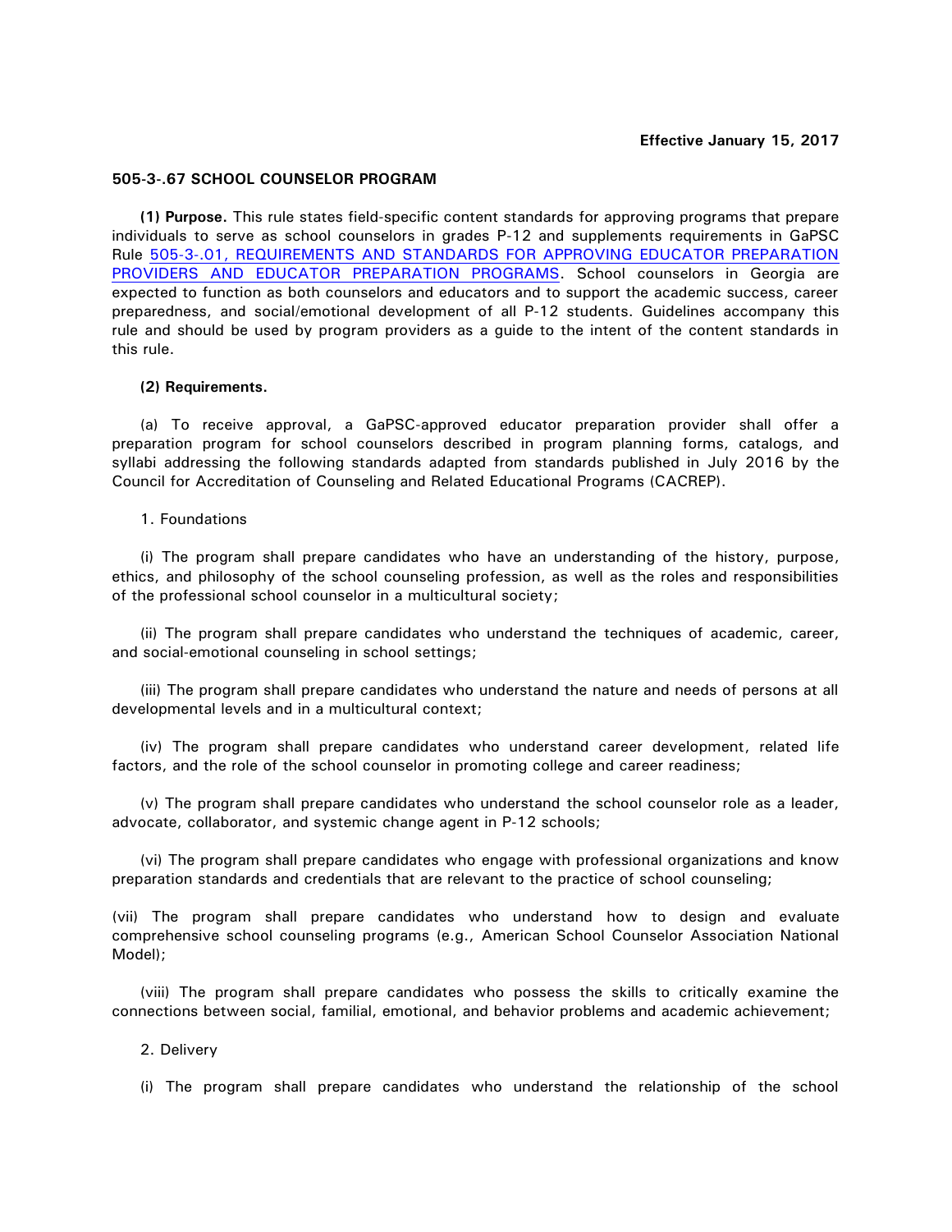**Effective January 15, 2017**

**505-3-.67 SCHOOL COUNSELOR PROGRAM**

**(1) Purpose.** This rule states field-specific content standards for approving programs that prepare individuals to serve as school counselors in grades P-12 and supplements requirements in GaPSC Rule 505-3-.01, REQUIREMENTS AND STANDARDS FOR APPROVING EDUCATOR PREPARATION PROVIDERS AND EDUCATOR PREPARATION PROGRAMS. School counselors in Georgia are expected to function as both counselors and educators and to support the academic success, career preparedness, and social/emotional development of all P-12 students. Guidelines accompany this rule and should be used by program providers as a guide to the intent of the content standards in this rule.

**(2) Requirements.**

(a) To receive approval, a GaPSC-approved educator preparation provider shall offer a preparation program for school counselors described in program planning forms, catalogs, and syllabi addressing the following standards adapted from standards published in July 2016 by the Council for Accreditation of Counseling and Related Educational Programs (CACREP).

1. Foundations

(i) The program shall prepare candidates who have an understanding of the history, purpose, ethics, and philosophy of the school counseling profession, as well as the roles and responsibilities of the professional school counselor in a multicultural society;

(ii) The program shall prepare candidates who understand the techniques of academic, career, and social-emotional counseling in school settings;

(iii) The program shall prepare candidates who understand the nature and needs of persons at all developmental levels and in a multicultural context;

(iv) The program shall prepare candidates who understand career development, related life factors, and the role of the school counselor in promoting college and career readiness;

(v) The program shall prepare candidates who understand the school counselor role as a leader, advocate, collaborator, and systemic change agent in P-12 schools;

(vi) The program shall prepare candidates who engage with professional organizations and know preparation standards and credentials that are relevant to the practice of school counseling;

(vii) The program shall prepare candidates who understand how to design and evaluate comprehensive school counseling programs (e.g., American School Counselor Association National Model);

(viii) The program shall prepare candidates who possess the skills to critically examine the connections between social, familial, emotional, and behavior problems and academic achievement;

2. Delivery

(i) The program shall prepare candidates who understand the relationship of the school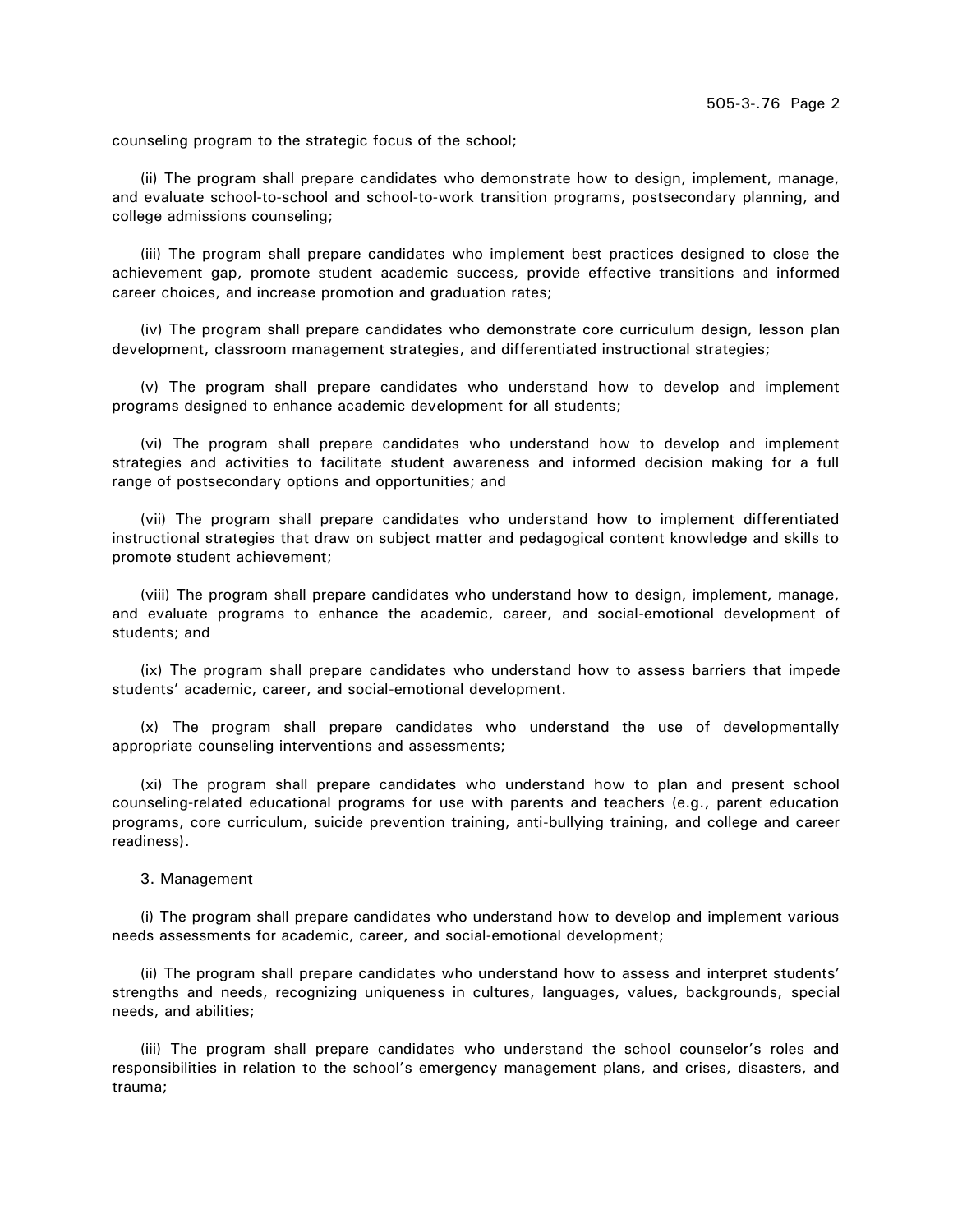counseling program to the strategic focus of the school;

(ii) The program shall prepare candidates who demonstrate how to design, implement, manage, and evaluate school-to-school and school-to-work transition programs, postsecondary planning, and college admissions counseling;

(iii) The program shall prepare candidates who implement best practices designed to close the achievement gap, promote student academic success, provide effective transitions and informed career choices, and increase promotion and graduation rates;

(iv) The program shall prepare candidates who demonstrate core curriculum design, lesson plan development, classroom management strategies, and differentiated instructional strategies;

(v) The program shall prepare candidates who understand how to develop and implement programs designed to enhance academic development for all students;

(vi) The program shall prepare candidates who understand how to develop and implement strategies and activities to facilitate student awareness and informed decision making for a full range of postsecondary options and opportunities; and

(vii) The program shall prepare candidates who understand how to implement differentiated instructional strategies that draw on subject matter and pedagogical content knowledge and skills to promote student achievement;

(viii) The program shall prepare candidates who understand how to design, implement, manage, and evaluate programs to enhance the academic, career, and social-emotional development of students; and

(ix) The program shall prepare candidates who understand how to assess barriers that impede students' academic, career, and social-emotional development.

(x) The program shall prepare candidates who understand the use of developmentally appropriate counseling interventions and assessments;

(xi) The program shall prepare candidates who understand how to plan and present school counseling-related educational programs for use with parents and teachers (e.g., parent education programs, core curriculum, suicide prevention training, anti-bullying training, and college and career readiness).

3. Management

(i) The program shall prepare candidates who understand how to develop and implement various needs assessments for academic, career, and social-emotional development;

(ii) The program shall prepare candidates who understand how to assess and interpret students' strengths and needs, recognizing uniqueness in cultures, languages, values, backgrounds, special needs, and abilities;

(iii) The program shall prepare candidates who understand the school counselor's roles and responsibilities in relation to the school's emergency management plans, and crises, disasters, and trauma;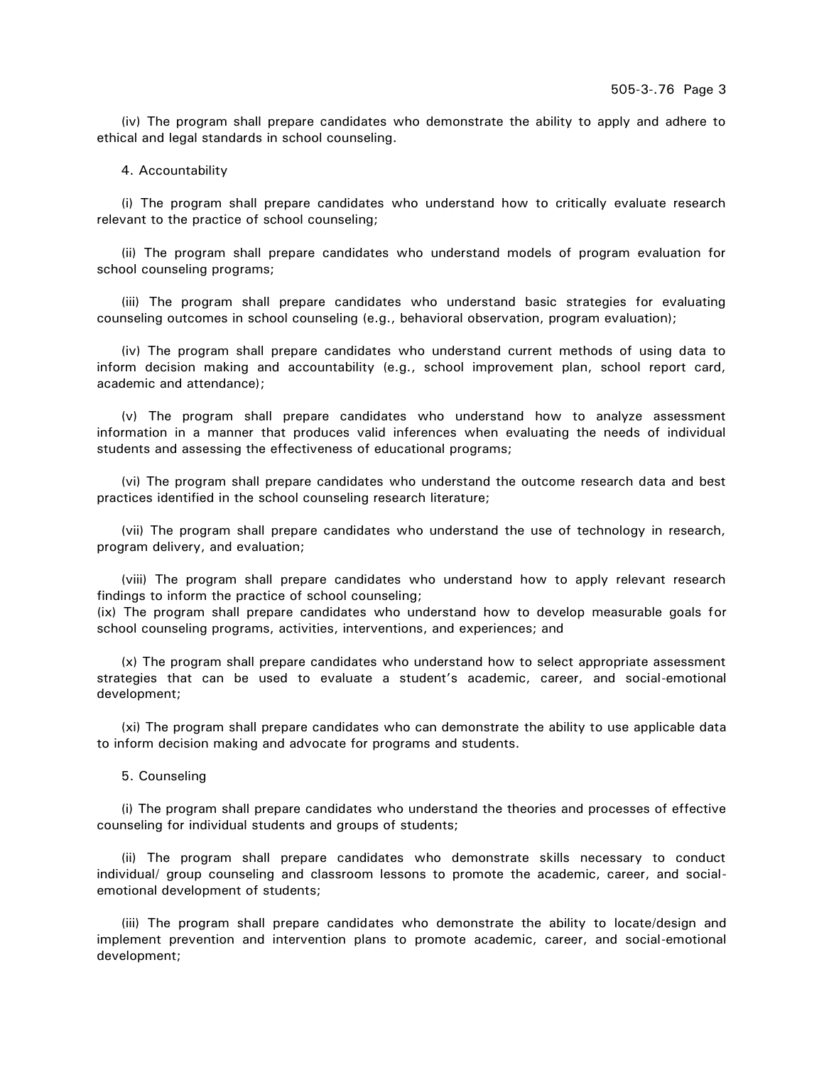(iv) The program shall prepare candidates who demonstrate the ability to apply and adhere to ethical and legal standards in school counseling.

4. Accountability

(i) The program shall prepare candidates who understand how to critically evaluate research relevant to the practice of school counseling;

(ii) The program shall prepare candidates who understand models of program evaluation for school counseling programs;

(iii) The program shall prepare candidates who understand basic strategies for evaluating counseling outcomes in school counseling (e.g., behavioral observation, program evaluation);

(iv) The program shall prepare candidates who understand current methods of using data to inform decision making and accountability (e.g., school improvement plan, school report card, academic and attendance);

(v) The program shall prepare candidates who understand how to analyze assessment information in a manner that produces valid inferences when evaluating the needs of individual students and assessing the effectiveness of educational programs;

(vi) The program shall prepare candidates who understand the outcome research data and best practices identified in the school counseling research literature;

(vii) The program shall prepare candidates who understand the use of technology in research, program delivery, and evaluation;

(viii) The program shall prepare candidates who understand how to apply relevant research findings to inform the practice of school counseling;

(ix) The program shall prepare candidates who understand how to develop measurable goals for school counseling programs, activities, interventions, and experiences; and

(x) The program shall prepare candidates who understand how to select appropriate assessment strategies that can be used to evaluate a student's academic, career, and social-emotional development;

(xi) The program shall prepare candidates who can demonstrate the ability to use applicable data to inform decision making and advocate for programs and students.

5. Counseling

(i) The program shall prepare candidates who understand the theories and processes of effective counseling for individual students and groups of students;

(ii) The program shall prepare candidates who demonstrate skills necessary to conduct individual/ group counseling and classroom lessons to promote the academic, career, and social-emotional development of students;

(iii) The program shall prepare candidates who demonstrate the ability to locate/design and implement prevention and intervention plans to promote academic, career, and social-emotional development;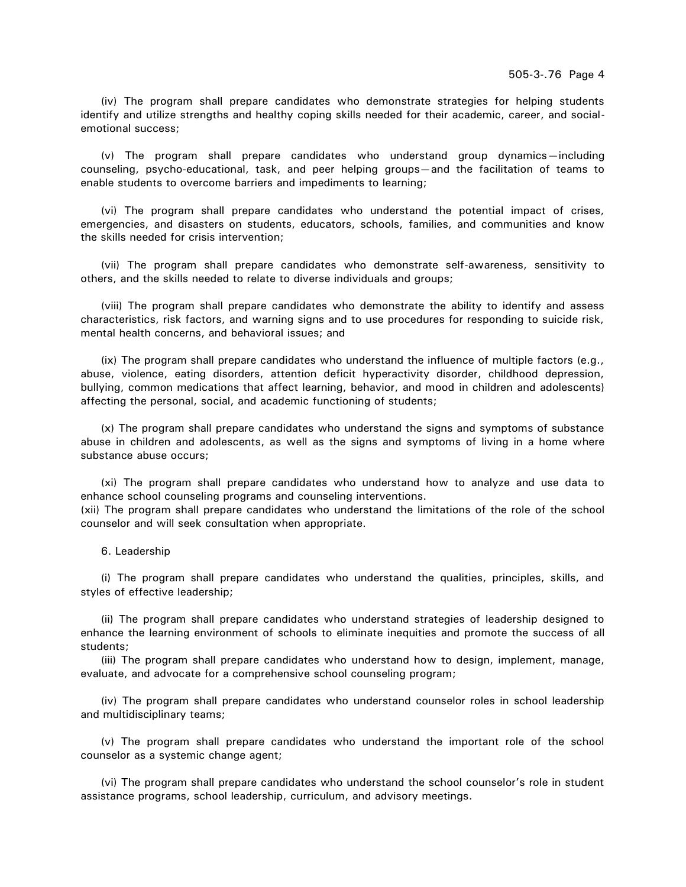(iv) The program shall prepare candidates who demonstrate strategies for helping students identify and utilize strengths and healthy coping skills needed for their academic, career, and social-emotional success;

(v) The program shall prepare candidates who understand group dynamics—including counseling, psycho-educational, task, and peer helping groups—and the facilitation of teams to enable students to overcome barriers and impediments to learning;

(vi) The program shall prepare candidates who understand the potential impact of crises, emergencies, and disasters on students, educators, schools, families, and communities and know the skills needed for crisis intervention;

(vii) The program shall prepare candidates who demonstrate self-awareness, sensitivity to others, and the skills needed to relate to diverse individuals and groups;

(viii) The program shall prepare candidates who demonstrate the ability to identify and assess characteristics, risk factors, and warning signs and to use procedures for responding to suicide risk, mental health concerns, and behavioral issues; and

(ix) The program shall prepare candidates who understand the influence of multiple factors (e.g., abuse, violence, eating disorders, attention deficit hyperactivity disorder, childhood depression, bullying, common medications that affect learning, behavior, and mood in children and adolescents) affecting the personal, social, and academic functioning of students;

(x) The program shall prepare candidates who understand the signs and symptoms of substance abuse in children and adolescents, as well as the signs and symptoms of living in a home where substance abuse occurs;

(xi) The program shall prepare candidates who understand how to analyze and use data to enhance school counseling programs and counseling interventions.

(xii) The program shall prepare candidates who understand the limitations of the role of the school counselor and will seek consultation when appropriate.

6. Leadership

(i) The program shall prepare candidates who understand the qualities, principles, skills, and styles of effective leadership;

(ii) The program shall prepare candidates who understand strategies of leadership designed to enhance the learning environment of schools to eliminate inequities and promote the success of all students;

(iii) The program shall prepare candidates who understand how to design, implement, manage, evaluate, and advocate for a comprehensive school counseling program;

(iv) The program shall prepare candidates who understand counselor roles in school leadership and multidisciplinary teams;

(v) The program shall prepare candidates who understand the important role of the school counselor as a systemic change agent;

(vi) The program shall prepare candidates who understand the school counselor's role in student assistance programs, school leadership, curriculum, and advisory meetings.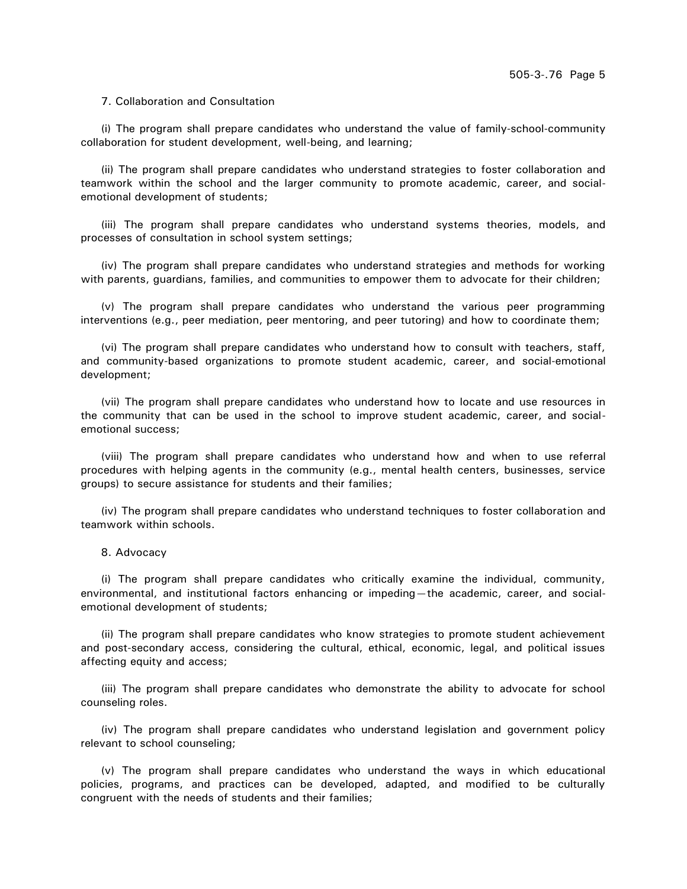7. Collaboration and Consultation

(i) The program shall prepare candidates who understand the value of family-school-community collaboration for student development, well-being, and learning;

(ii) The program shall prepare candidates who understand strategies to foster collaboration and teamwork within the school and the larger community to promote academic, career, and social-emotional development of students;

(iii) The program shall prepare candidates who understand systems theories, models, and processes of consultation in school system settings;

(iv) The program shall prepare candidates who understand strategies and methods for working with parents, guardians, families, and communities to empower them to advocate for their children;

(v) The program shall prepare candidates who understand the various peer programming interventions (e.g., peer mediation, peer mentoring, and peer tutoring) and how to coordinate them;

(vi) The program shall prepare candidates who understand how to consult with teachers, staff, and community-based organizations to promote student academic, career, and social-emotional development;

(vii) The program shall prepare candidates who understand how to locate and use resources in the community that can be used in the school to improve student academic, career, and social-emotional success;

(viii) The program shall prepare candidates who understand how and when to use referral procedures with helping agents in the community (e.g., mental health centers, businesses, service groups) to secure assistance for students and their families;

(iv) The program shall prepare candidates who understand techniques to foster collaboration and teamwork within schools.

8. Advocacy

(i) The program shall prepare candidates who critically examine the individual, community, environmental, and institutional factors enhancing or impeding—the academic, career, and social-emotional development of students;

(ii) The program shall prepare candidates who know strategies to promote student achievement and post-secondary access, considering the cultural, ethical, economic, legal, and political issues affecting equity and access;

(iii) The program shall prepare candidates who demonstrate the ability to advocate for school counseling roles.

(iv) The program shall prepare candidates who understand legislation and government policy relevant to school counseling;

(v) The program shall prepare candidates who understand the ways in which educational policies, programs, and practices can be developed, adapted, and modified to be culturally congruent with the needs of students and their families;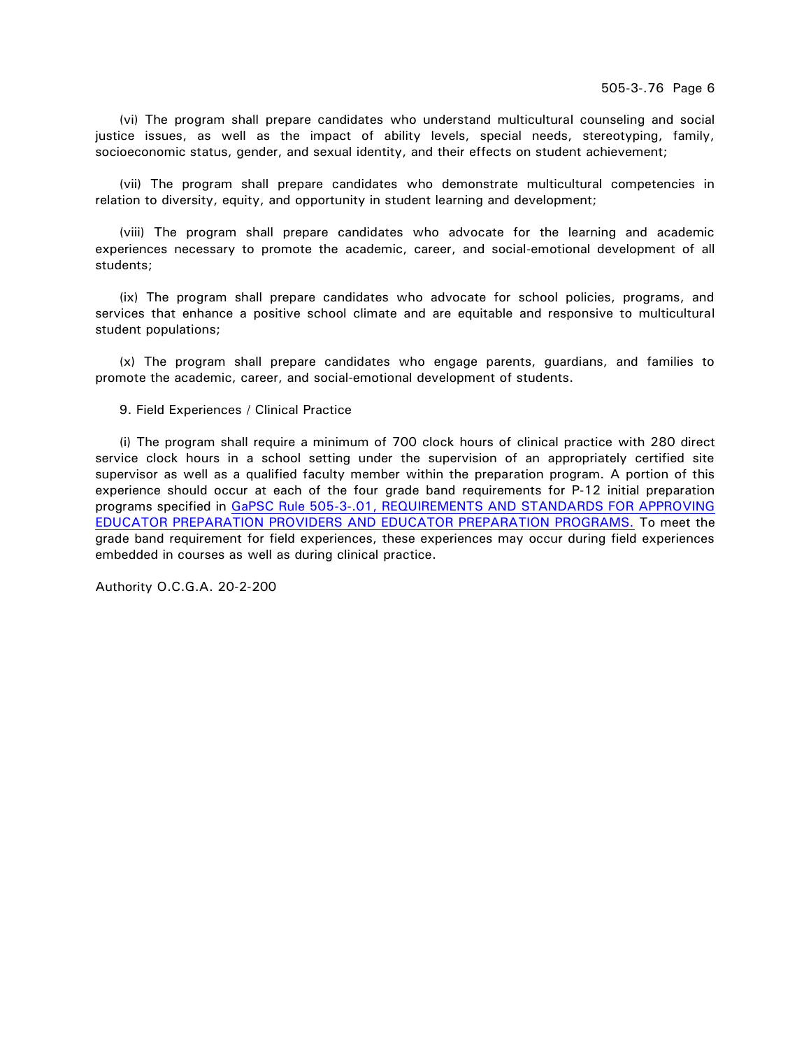(vi) The program shall prepare candidates who understand multicultural counseling and social justice issues, as well as the impact of ability levels, special needs, stereotyping, family, socioeconomic status, gender, and sexual identity, and their effects on student achievement;

(vii) The program shall prepare candidates who demonstrate multicultural competencies in relation to diversity, equity, and opportunity in student learning and development;

(viii) The program shall prepare candidates who advocate for the learning and academic experiences necessary to promote the academic, career, and social-emotional development of all students;

(ix) The program shall prepare candidates who advocate for school policies, programs, and services that enhance a positive school climate and are equitable and responsive to multicultural student populations;

(x) The program shall prepare candidates who engage parents, guardians, and families to promote the academic, career, and social-emotional development of students.

9. Field Experiences / Clinical Practice

(i) The program shall require a minimum of 700 clock hours of clinical practice with 280 direct service clock hours in a school setting under the supervision of an appropriately certified site supervisor as well as a qualified faculty member within the preparation program. A portion of this experience should occur at each of the four grade band requirements for P-12 initial preparation programs specified in GaPSC Rule 505-3-.01, REQUIREMENTS AND STANDARDS FOR APPROVING EDUCATOR PREPARATION PROVIDERS AND EDUCATOR PREPARATION PROGRAMS. To meet the grade band requirement for field experiences, these experiences may occur during field experiences embedded in courses as well as during clinical practice.

Authority O.C.G.A. 20-2-200